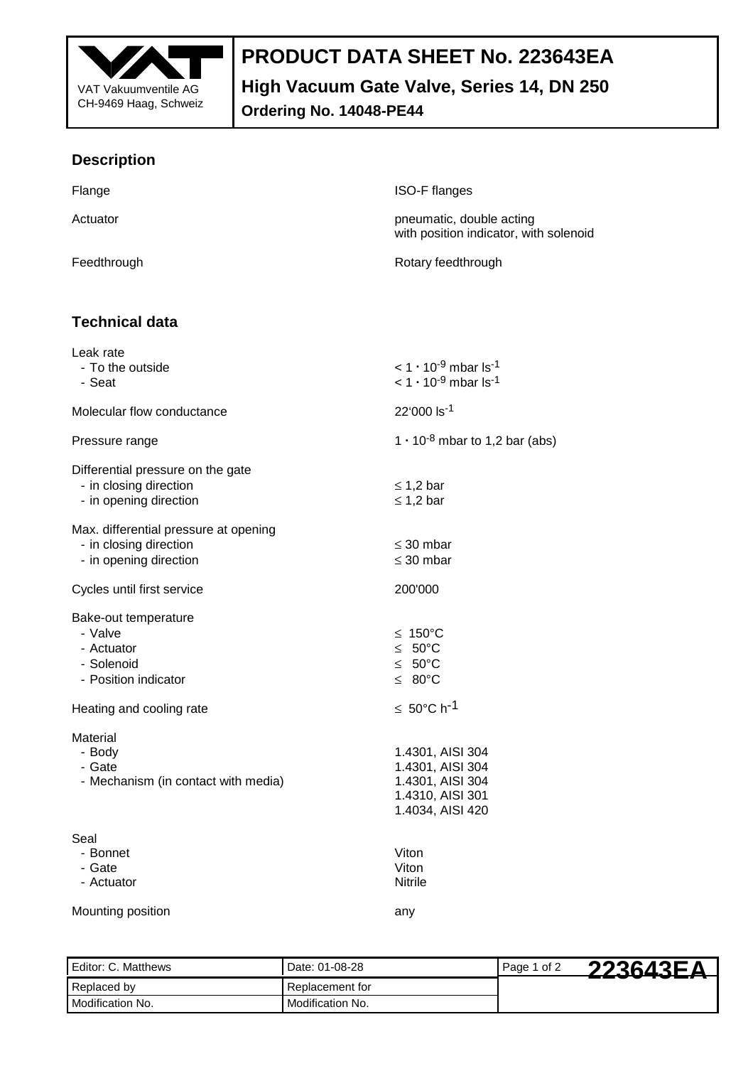VAT Vakuumventile AG
CH-9469 Haag, Schweiz

# PRODUCT DATA SHEET No. 223643EA

## High Vacuum Gate Valve, Series 14, DN 250

**Ordering No. 14048-PE44**

## Description

| | |
|---|---|
| Flange | ISO-F flanges |
| Actuator | pneumatic, double acting<br>with position indicator, with solenoid |
| Feedthrough | Rotary feedthrough |

## Technical data

| | |
|---|---|
| Leak rate | |
| - To the outside | $< 1 \cdot 10^{-9}$ mbar $ls^{-1}$ |
| - Seat | $< 1 \cdot 10^{-9}$ mbar $ls^{-1}$ |
| Molecular flow conductance | 22'000 $ls^{-1}$ |
| Pressure range | $1 \cdot 10^{-8}$ mbar to 1,2 bar (abs) |
| Differential pressure on the gate | |
| - in closing direction | $\leq$ 1,2 bar |
| - in opening direction | $\leq$ 1,2 bar |
| Max. differential pressure at opening | |
| - in closing direction | $\leq$ 30 mbar |
| - in opening direction | $\leq$ 30 mbar |
| Cycles until first service | 200'000 |
| Bake-out temperature | |
| - Valve | $\leq$ 150°C |
| - Actuator | $\leq$ 50°C |
| - Solenoid | $\leq$ 50°C |
| - Position indicator | $\leq$ 80°C |
| Heating and cooling rate | $\leq$ 50°C $h^{-1}$ |
| Material | |
| - Body | 1.4301, AISI 304 |
| - Gate | 1.4301, AISI 304 |
| - Mechanism (in contact with media) | 1.4301, AISI 304<br>1.4310, AISI 301<br>1.4034, AISI 420 |
| Seal | |
| - Bonnet | Viton |
| - Gate | Viton |
| - Actuator | Nitrile |
| Mounting position | any |

| | | |
|---|---|---|
| Editor: C. Matthews | Date: 01-08-28 | 223643EA |
| Replaced by | Replacement for | |
| Modification No. | Modification No. | |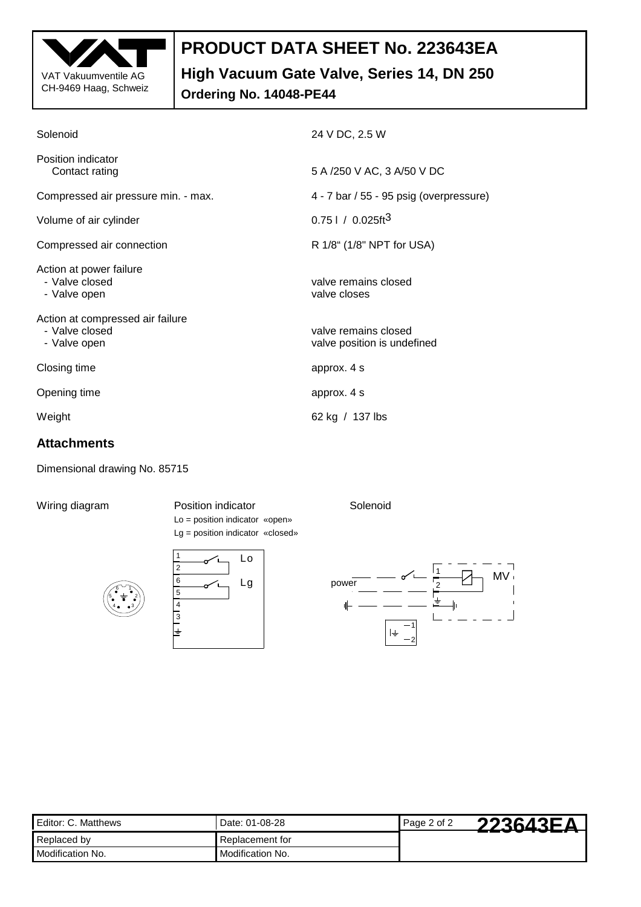# PRODUCT DATA SHEET No. 223643EA

## High Vacuum Gate Valve, Series 14, DN 250

**Ordering No. 14048-PE44**

VAT Vakuumventile AG
CH-9469 Haag, Schweiz

| | |
|---|---|
| Solenoid | 24 V DC, 2.5 W |
| Position indicator<br>Contact rating | 5 A /250 V AC, 3 A/50 V DC |
| Compressed air pressure min. - max. | 4 - 7 bar / 55 - 95 psig (overpressure) |
| Volume of air cylinder | 0.75 l / 0.025ft$^3$ |
| Compressed air connection | R 1/8" (1/8" NPT for USA) |
| Action at power failure<br>- Valve closed<br>- Valve open | <br>valve remains closed<br>valve closes |
| Action at compressed air failure<br>- Valve closed<br>- Valve open | <br>valve remains closed<br>valve position is undefined |
| Closing time | approx. 4 s |
| Opening time | approx. 4 s |
| Weight | 62 kg / 137 lbs |

## Attachments

Dimensional drawing No. 85715

Wiring diagram

Position indicator

Lo = position indicator «open»

Lg = position indicator «closed»

1 2 Lo
6 5 Lg
4
3

Solenoid

power

1 2 MV

1
2

| | | |
|---|---|---|
| Editor: C. Matthews | Date: 01-08-28 | 223643EA |
| Replaced by | Replacement for | |
| Modification No. | Modification No. | |